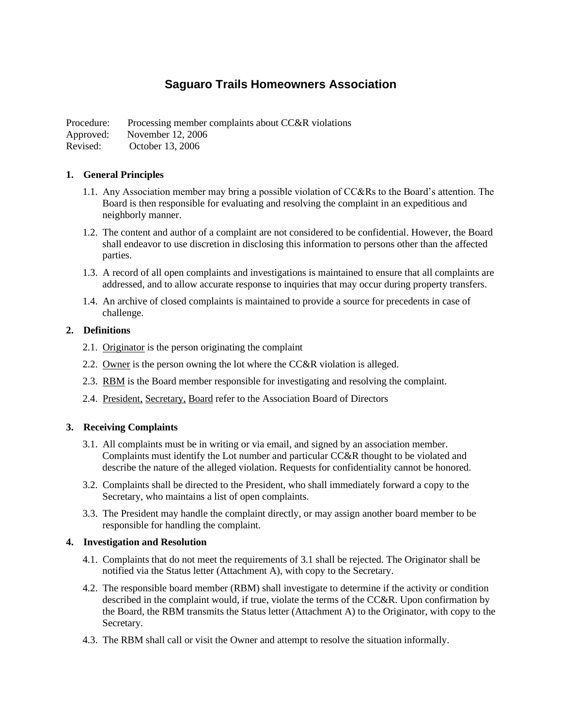# Saguaro Trails Homeowners Association

Procedure: Processing member complaints about CC&R violations
Approved: November 12, 2006
Revised: October 13, 2006

## 1. General Principles

1.1. Any Association member may bring a possible violation of CC&Rs to the Board's attention. The Board is then responsible for evaluating and resolving the complaint in an expeditious and neighborly manner.

1.2. The content and author of a complaint are not considered to be confidential. However, the Board shall endeavor to use discretion in disclosing this information to persons other than the affected parties.

1.3. A record of all open complaints and investigations is maintained to ensure that all complaints are addressed, and to allow accurate response to inquiries that may occur during property transfers.

1.4. An archive of closed complaints is maintained to provide a source for precedents in case of challenge.

## 2. Definitions

2.1. <u>Originator</u> is the person originating the complaint

2.2. <u>Owner</u> is the person owning the lot where the CC&R violation is alleged.

2.3. <u>RBM</u> is the Board member responsible for investigating and resolving the complaint.

2.4. <u>President,</u> <u>Secretary,</u> <u>Board</u> refer to the Association Board of Directors

## 3. Receiving Complaints

3.1. All complaints must be in writing or via email, and signed by an association member. Complaints must identify the Lot number and particular CC&R thought to be violated and describe the nature of the alleged violation. Requests for confidentiality cannot be honored.

3.2. Complaints shall be directed to the President, who shall immediately forward a copy to the Secretary, who maintains a list of open complaints.

3.3. The President may handle the complaint directly, or may assign another board member to be responsible for handling the complaint.

## 4. Investigation and Resolution

4.1. Complaints that do not meet the requirements of 3.1 shall be rejected. The Originator shall be notified via the Status letter (Attachment A), with copy to the Secretary.

4.2. The responsible board member (RBM) shall investigate to determine if the activity or condition described in the complaint would, if true, violate the terms of the CC&R. Upon confirmation by the Board, the RBM transmits the Status letter (Attachment A) to the Originator, with copy to the Secretary.

4.3. The RBM shall call or visit the Owner and attempt to resolve the situation informally.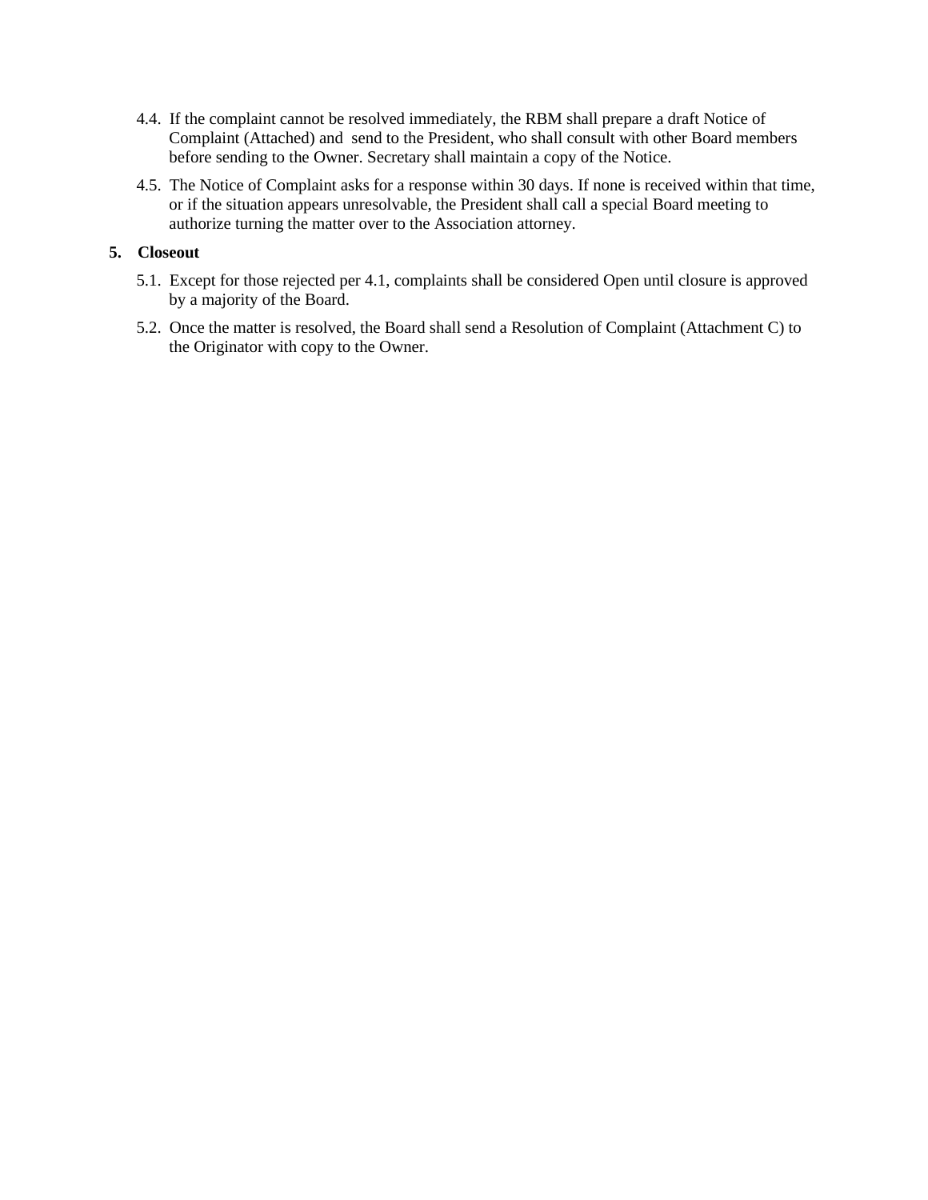4.4. If the complaint cannot be resolved immediately, the RBM shall prepare a draft Notice of Complaint (Attached) and send to the President, who shall consult with other Board members before sending to the Owner. Secretary shall maintain a copy of the Notice.

4.5. The Notice of Complaint asks for a response within 30 days. If none is received within that time, or if the situation appears unresolvable, the President shall call a special Board meeting to authorize turning the matter over to the Association attorney.

**5. Closeout**

5.1. Except for those rejected per 4.1, complaints shall be considered Open until closure is approved by a majority of the Board.

5.2. Once the matter is resolved, the Board shall send a Resolution of Complaint (Attachment C) to the Originator with copy to the Owner.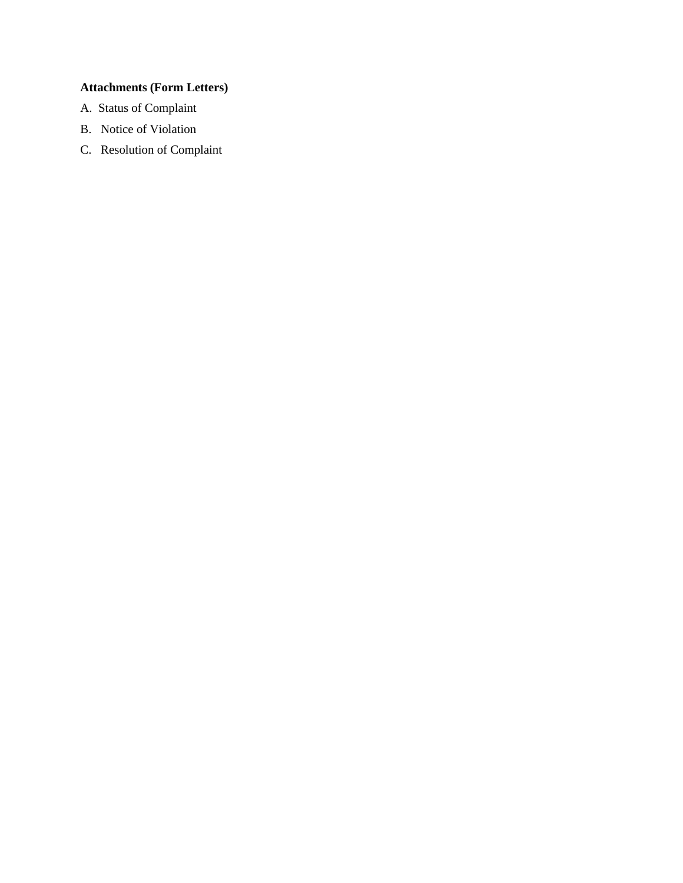**Attachments (Form Letters)**

A. Status of Complaint

B. Notice of Violation

C. Resolution of Complaint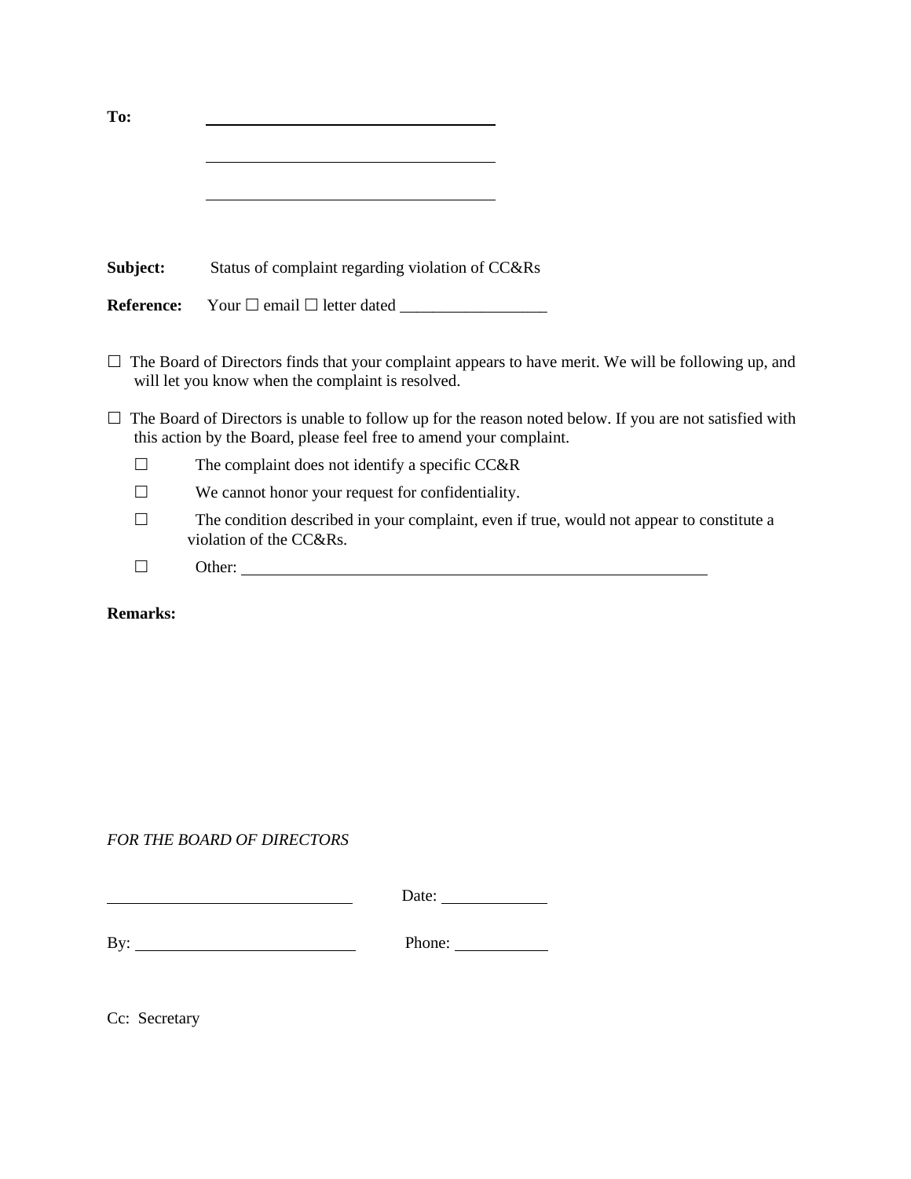**To:** \_\_\_\_\_\_\_\_\_\_\_\_\_\_\_\_\_\_\_\_\_\_\_\_\_\_\_\_\_\_\_\_\_\_

\_\_\_\_\_\_\_\_\_\_\_\_\_\_\_\_\_\_\_\_\_\_\_\_\_\_\_\_\_\_\_\_\_\_

\_\_\_\_\_\_\_\_\_\_\_\_\_\_\_\_\_\_\_\_\_\_\_\_\_\_\_\_\_\_\_\_\_\_

**Subject:** Status of complaint regarding violation of CC&Rs

**Reference:** Your ☐ email ☐ letter dated __________________

☐ The Board of Directors finds that your complaint appears to have merit. We will be following up, and will let you know when the complaint is resolved.

☐ The Board of Directors is unable to follow up for the reason noted below. If you are not satisfied with this action by the Board, please feel free to amend your complaint.

- ☐ The complaint does not identify a specific CC&R
- ☐ We cannot honor your request for confidentiality.
- ☐ The condition described in your complaint, even if true, would not appear to constitute a violation of the CC&Rs.
- ☐ Other: \_\_\_\_\_\_\_\_\_\_\_\_\_\_\_\_\_\_\_\_\_\_\_\_\_\_\_\_\_\_\_\_\_\_\_\_\_\_\_\_\_\_\_\_\_\_\_\_\_\_\_\_\_\_\_\_

**Remarks:**

*FOR THE BOARD OF DIRECTORS*

\_\_\_\_\_\_\_\_\_\_\_\_\_\_\_\_\_\_\_\_\_\_\_\_\_\_\_\_\_\_ Date: \_\_\_\_\_\_\_\_\_\_\_\_

By: \_\_\_\_\_\_\_\_\_\_\_\_\_\_\_\_\_\_\_\_\_\_\_\_\_\_ Phone: \_\_\_\_\_\_\_\_\_\_\_

Cc: Secretary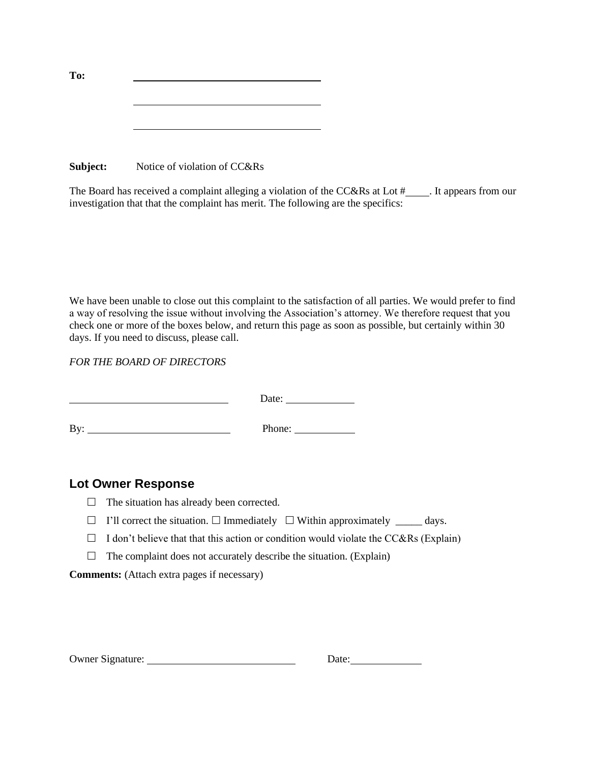**To:** \_\_\_\_\_\_\_\_\_\_\_\_\_\_\_\_\_\_\_\_\_\_\_\_\_\_\_\_\_\_\_\_

\_\_\_\_\_\_\_\_\_\_\_\_\_\_\_\_\_\_\_\_\_\_\_\_\_\_\_\_\_\_\_\_

\_\_\_\_\_\_\_\_\_\_\_\_\_\_\_\_\_\_\_\_\_\_\_\_\_\_\_\_\_\_\_\_

**Subject:** Notice of violation of CC&Rs

The Board has received a complaint alleging a violation of the CC&Rs at Lot #\_\_\_\_. It appears from our investigation that that the complaint has merit. The following are the specifics:

We have been unable to close out this complaint to the satisfaction of all parties. We would prefer to find a way of resolving the issue without involving the Association's attorney. We therefore request that you check one or more of the boxes below, and return this page as soon as possible, but certainly within 30 days. If you need to discuss, please call.

*FOR THE BOARD OF DIRECTORS*

\_\_\_\_\_\_\_\_\_\_\_\_\_\_\_\_\_\_\_\_\_\_\_\_\_\_\_\_ Date: \_\_\_\_\_\_\_\_\_\_\_\_

By: \_\_\_\_\_\_\_\_\_\_\_\_\_\_\_\_\_\_\_\_\_\_\_\_\_\_ Phone: \_\_\_\_\_\_\_\_\_\_\_

## Lot Owner Response

- ☐ The situation has already been corrected.
- ☐ I'll correct the situation. ☐ Immediately ☐ Within approximately \_\_\_\_\_ days.
- ☐ I don't believe that that this action or condition would violate the CC&Rs (Explain)
- ☐ The complaint does not accurately describe the situation. (Explain)

**Comments:** (Attach extra pages if necessary)

Owner Signature: \_\_\_\_\_\_\_\_\_\_\_\_\_\_\_\_\_\_\_\_\_\_\_\_\_\_\_ Date: \_\_\_\_\_\_\_\_\_\_\_\_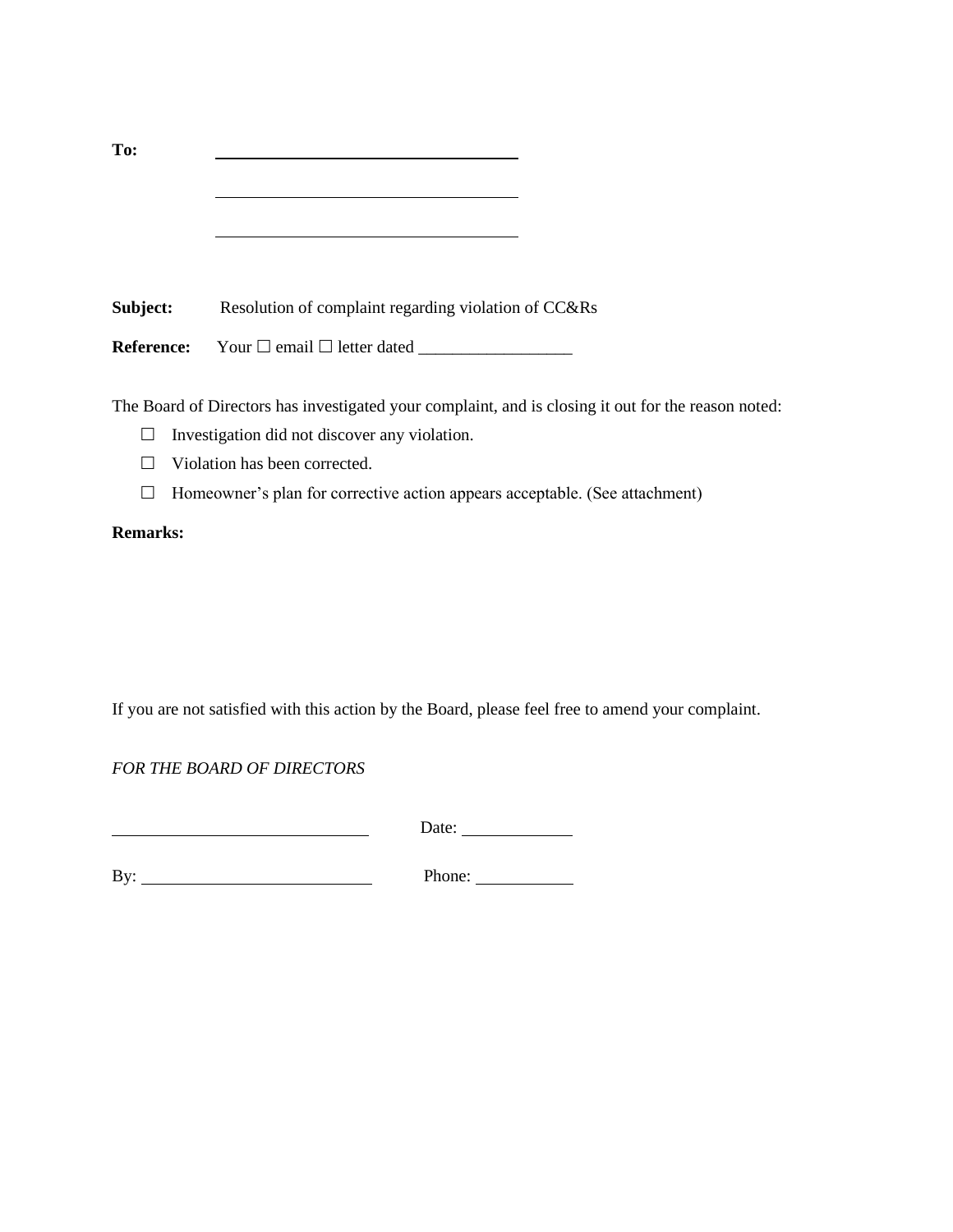**To:** ______________________________________

______________________________________

______________________________________

**Subject:** Resolution of complaint regarding violation of CC&Rs

**Reference:** Your ☐ email ☐ letter dated __________________

The Board of Directors has investigated your complaint, and is closing it out for the reason noted:

- ☐ Investigation did not discover any violation.
- ☐ Violation has been corrected.
- ☐ Homeowner's plan for corrective action appears acceptable. (See attachment)

**Remarks:**

If you are not satisfied with this action by the Board, please feel free to amend your complaint.

*FOR THE BOARD OF DIRECTORS*

______________________________ Date: ____________

By: ___________________________ Phone: ___________